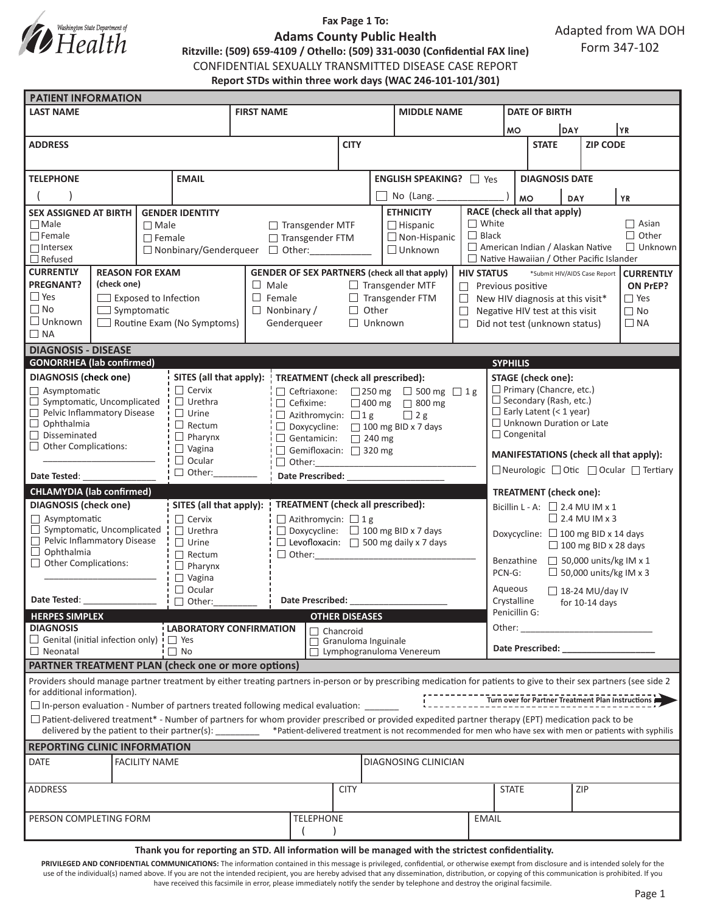Washington State Department of Health

**Fax Page 1 To:**

**Adams County Public Health**

**Ritzville: (509) 659-4109 / Othello: (509) 331-0030 (Confidential FAX line)**

CONFIDENTIAL SEXUALLY TRANSMITTED DISEASE CASE REPORT

**Report STDs within three work days (WAC 246-101-101/301)**

Adapted from WA DOH Form 347-102

## PATIENT INFORMATION

| LAST NAME | FIRST NAME | MIDDLE NAME | DATE OF BIRTH MO DAY YR |
|---|---|---|---|
| | | | |

| ADDRESS | CITY | STATE | ZIP CODE |
|---|---|---|---|
| | | | |

| TELEPHONE | EMAIL | ENGLISH SPEAKING? | DIAGNOSIS DATE |
|---|---|---|---|
| ( ) | | ☐ Yes ☐ No (Lang. ____________ ) | MO DAY YR |

**SEX ASSIGNED AT BIRTH**
- ☐ Male
- ☐ Female
- ☐ Intersex
- ☐ Refused

**GENDER IDENTITY**
- ☐ Male
- ☐ Female
- ☐ Nonbinary/Genderqueer
- ☐ Transgender MTF
- ☐ Transgender FTM
- ☐ Other:____________

**ETHNICITY**
- ☐ Hispanic
- ☐ Non-Hispanic
- ☐ Unknown

**RACE (check all that apply)**
- ☐ White
- ☐ Black
- ☐ American Indian / Alaskan Native
- ☐ Native Hawaiian / Other Pacific Islander
- ☐ Asian
- ☐ Other
- ☐ Unknown

**CURRENTLY PREGNANT?**
- ☐ Yes
- ☐ No
- ☐ Unknown
- ☐ NA

**REASON FOR EXAM (check one)**
- ☐ Exposed to Infection
- ☐ Symptomatic
- ☐ Routine Exam (No Symptoms)

**GENDER OF SEX PARTNERS (check all that apply)**
- ☐ Male
- ☐ Female
- ☐ Nonbinary / Genderqueer
- ☐ Transgender MTF
- ☐ Transgender FTM
- ☐ Other
- ☐ Unknown

**HIV STATUS** *Submit HIV/AIDS Case Report
- ☐ Previous positive
- ☐ New HIV diagnosis at this visit*
- ☐ Negative HIV test at this visit
- ☐ Did not test (unknown status)

**CURRENTLY ON PrEP?**
- ☐ Yes
- ☐ No
- ☐ NA

## DIAGNOSIS - DISEASE

### GONORRHEA (lab confirmed)

**DIAGNOSIS (check one)**
- ☐ Asymptomatic
- ☐ Symptomatic, Uncomplicated
- ☐ Pelvic Inflammatory Disease
- ☐ Ophthalmia
- ☐ Disseminated
- ☐ Other Complications: ______________________

Date Tested: _______________

**SITES (all that apply):**
- ☐ Cervix
- ☐ Urethra
- ☐ Urine
- ☐ Rectum
- ☐ Pharynx
- ☐ Vagina
- ☐ Ocular
- ☐ Other:_________

**TREATMENT (check all prescribed):**
- ☐ Ceftriaxone: ☐ 250 mg ☐ 500 mg ☐ 1 g
- ☐ Cefixime: ☐ 400 mg ☐ 800 mg
- ☐ Azithromycin: ☐ 1 g ☐ 2 g
- ☐ Doxycycline: ☐ 100 mg BID x 7 days
- ☐ Gentamicin: ☐ 240 mg
- ☐ Gemifloxacin: ☐ 320 mg
- ☐ Other:________________________________

Date Prescribed: ____________________

### CHLAMYDIA (lab confirmed)

**DIAGNOSIS (check one)**
- ☐ Asymptomatic
- ☐ Symptomatic, Uncomplicated
- ☐ Pelvic Inflammatory Disease
- ☐ Ophthalmia
- ☐ Other Complications: ______________________

Date Tested: _______________

**SITES (all that apply):**
- ☐ Cervix
- ☐ Urethra
- ☐ Urine
- ☐ Rectum
- ☐ Pharynx
- ☐ Vagina
- ☐ Ocular
- ☐ Other:_________

**TREATMENT (check all prescribed):**
- ☐ Azithromycin: ☐ 1 g
- ☐ Doxycycline: ☐ 100 mg BID x 7 days
- ☐ Levofloxacin: ☐ 500 mg daily x 7 days
- ☐ Other:________________________________

Date Prescribed: ____________________

### HERPES SIMPLEX

**DIAGNOSIS**
- ☐ Genital (initial infection only)
- ☐ Neonatal

**LABORATORY CONFIRMATION**
- ☐ Yes
- ☐ No

### OTHER DISEASES
- ☐ Chancroid
- ☐ Granuloma Inguinale
- ☐ Lymphogranuloma Venereum

### SYPHILIS

**STAGE (check one):**
- ☐ Primary (Chancre, etc.)
- ☐ Secondary (Rash, etc.)
- ☐ Early Latent (< 1 year)
- ☐ Unknown Duration or Late
- ☐ Congenital

**MANIFESTATIONS (check all that apply):**
☐ Neurologic ☐ Otic ☐ Ocular ☐ Tertiary

**TREATMENT (check one):**
- Bicillin L - A: ☐ 2.4 MU IM x 1 ☐ 2.4 MU IM x 3
- Doxycycline: ☐ 100 mg BID x 14 days ☐ 100 mg BID x 28 days
- Benzathine PCN-G: ☐ 50,000 units/kg IM x 1 ☐ 50,000 units/kg IM x 3
- Aqueous Crystalline Penicillin G: ☐ 18-24 MU/day IV for 10-14 days
- Other: ___________________________

Date Prescribed: ___________________

## PARTNER TREATMENT PLAN (check one or more options)

Providers should manage partner treatment by either treating partners in-person or by prescribing medication for patients to give to their sex partners (see side 2 for additional information).

**Turn over for Partner Treatment Plan Instructions**

☐ In-person evaluation - Number of partners treated following medical evaluation: _______

☐ Patient-delivered treatment* - Number of partners for whom provider prescribed or provided expedited partner therapy (EPT) medication pack to be delivered by the patient to their partner(s): ________ *Patient-delivered treatment is not recommended for men who have sex with men or patients with syphilis

## REPORTING CLINIC INFORMATION

| DATE | FACILITY NAME | DIAGNOSING CLINICIAN |
|---|---|---|
| | | |

| ADDRESS | CITY | STATE | ZIP |
|---|---|---|---|
| | | | |

| PERSON COMPLETING FORM | TELEPHONE | EMAIL |
|---|---|---|
| | ( ) | |

**Thank you for reporting an STD. All information will be managed with the strictest confidentiality.**

**PRIVILEGED AND CONFIDENTIAL COMMUNICATIONS:** The information contained in this message is privileged, confidential, or otherwise exempt from disclosure and is intended solely for the use of the individual(s) named above. If you are not the intended recipient, you are hereby advised that any dissemination, distribution, or copying of this communication is prohibited. If you have received this facsimile in error, please immediately notify the sender by telephone and destroy the original facsimile.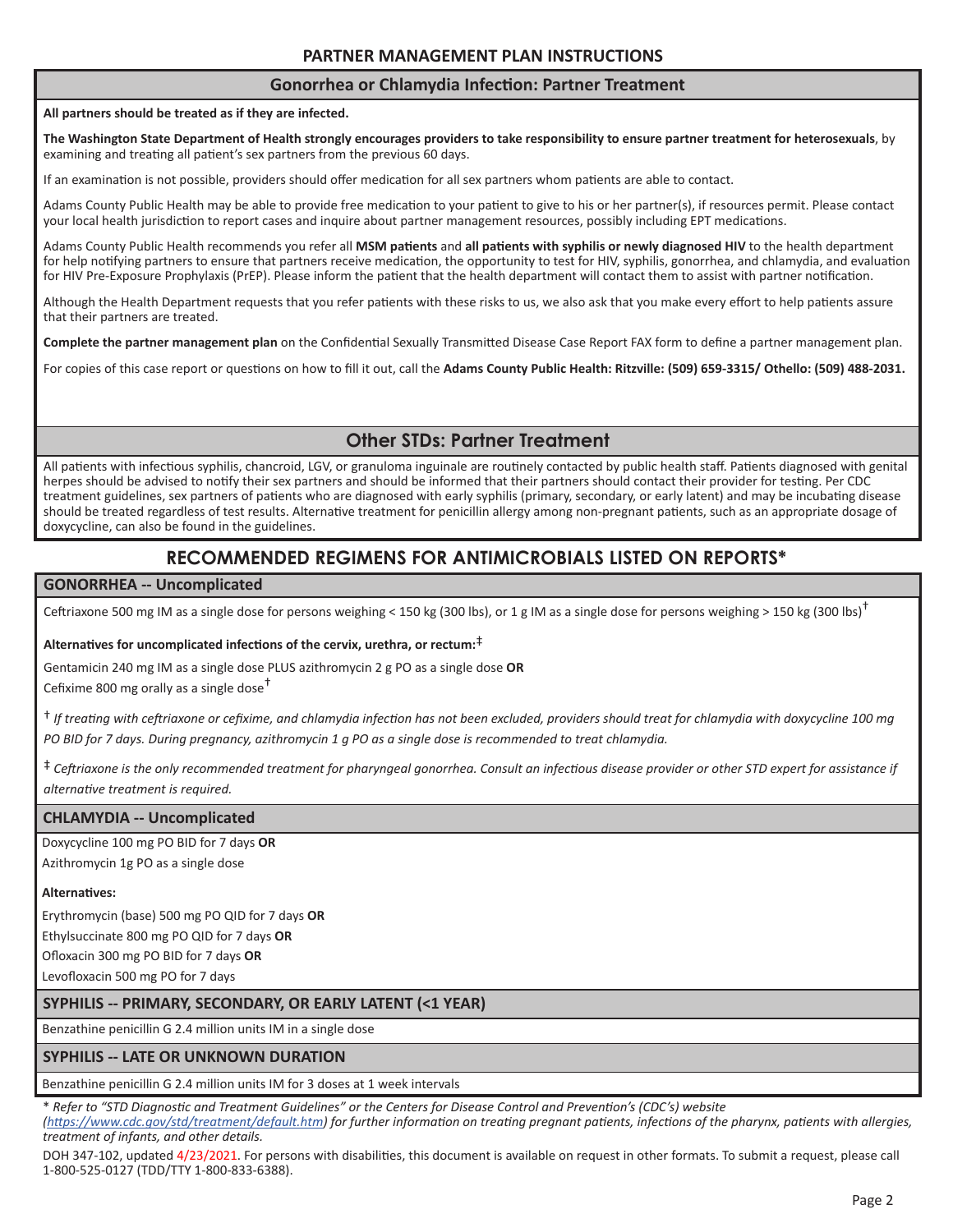# PARTNER MANAGEMENT PLAN INSTRUCTIONS

## Gonorrhea or Chlamydia Infection: Partner Treatment

**All partners should be treated as if they are infected.**

**The Washington State Department of Health strongly encourages providers to take responsibility to ensure partner treatment for heterosexuals**, by examining and treating all patient's sex partners from the previous 60 days.

If an examination is not possible, providers should offer medication for all sex partners whom patients are able to contact.

Adams County Public Health may be able to provide free medication to your patient to give to his or her partner(s), if resources permit. Please contact your local health jurisdiction to report cases and inquire about partner management resources, possibly including EPT medications.

Adams County Public Health recommends you refer all **MSM patients** and **all patients with syphilis or newly diagnosed HIV** to the health department for help notifying partners to ensure that partners receive medication, the opportunity to test for HIV, syphilis, gonorrhea, and chlamydia, and evaluation for HIV Pre-Exposure Prophylaxis (PrEP). Please inform the patient that the health department will contact them to assist with partner notification.

Although the Health Department requests that you refer patients with these risks to us, we also ask that you make every effort to help patients assure that their partners are treated.

**Complete the partner management plan** on the Confidential Sexually Transmitted Disease Case Report FAX form to define a partner management plan.

For copies of this case report or questions on how to fill it out, call the **Adams County Public Health: Ritzville: (509) 659-3315/ Othello: (509) 488-2031.**

## Other STDs: Partner Treatment

All patients with infectious syphilis, chancroid, LGV, or granuloma inguinale are routinely contacted by public health staff. Patients diagnosed with genital herpes should be advised to notify their sex partners and should be informed that their partners should contact their provider for testing. Per CDC treatment guidelines, sex partners of patients who are diagnosed with early syphilis (primary, secondary, or early latent) and may be incubating disease should be treated regardless of test results. Alternative treatment for penicillin allergy among non-pregnant patients, such as an appropriate dosage of doxycycline, can also be found in the guidelines.

# RECOMMENDED REGIMENS FOR ANTIMICROBIALS LISTED ON REPORTS*

### GONORRHEA -- Uncomplicated

Ceftriaxone 500 mg IM as a single dose for persons weighing < 150 kg (300 lbs), or 1 g IM as a single dose for persons weighing > 150 kg (300 lbs)†

**Alternatives for uncomplicated infections of the cervix, urethra, or rectum:‡**

Gentamicin 240 mg IM as a single dose PLUS azithromycin 2 g PO as a single dose **OR**
Cefixime 800 mg orally as a single dose†

*† If treating with ceftriaxone or cefixime, and chlamydia infection has not been excluded, providers should treat for chlamydia with doxycycline 100 mg PO BID for 7 days. During pregnancy, azithromycin 1 g PO as a single dose is recommended to treat chlamydia.*

*‡ Ceftriaxone is the only recommended treatment for pharyngeal gonorrhea. Consult an infectious disease provider or other STD expert for assistance if alternative treatment is required.*

### CHLAMYDIA -- Uncomplicated

Doxycycline 100 mg PO BID for 7 days **OR**
Azithromycin 1g PO as a single dose

**Alternatives:**

Erythromycin (base) 500 mg PO QID for 7 days **OR**
Ethylsuccinate 800 mg PO QID for 7 days **OR**
Ofloxacin 300 mg PO BID for 7 days **OR**
Levofloxacin 500 mg PO for 7 days

### SYPHILIS -- PRIMARY, SECONDARY, OR EARLY LATENT (<1 YEAR)

Benzathine penicillin G 2.4 million units IM in a single dose

### SYPHILIS -- LATE OR UNKNOWN DURATION

Benzathine penicillin G 2.4 million units IM for 3 doses at 1 week intervals

*\* Refer to "STD Diagnostic and Treatment Guidelines" or the Centers for Disease Control and Prevention's (CDC's) website (https://www.cdc.gov/std/treatment/default.htm) for further information on treating pregnant patients, infections of the pharynx, patients with allergies, treatment of infants, and other details.*

DOH 347-102, updated 4/23/2021. For persons with disabilities, this document is available on request in other formats. To submit a request, please call 1-800-525-0127 (TDD/TTY 1-800-833-6388).